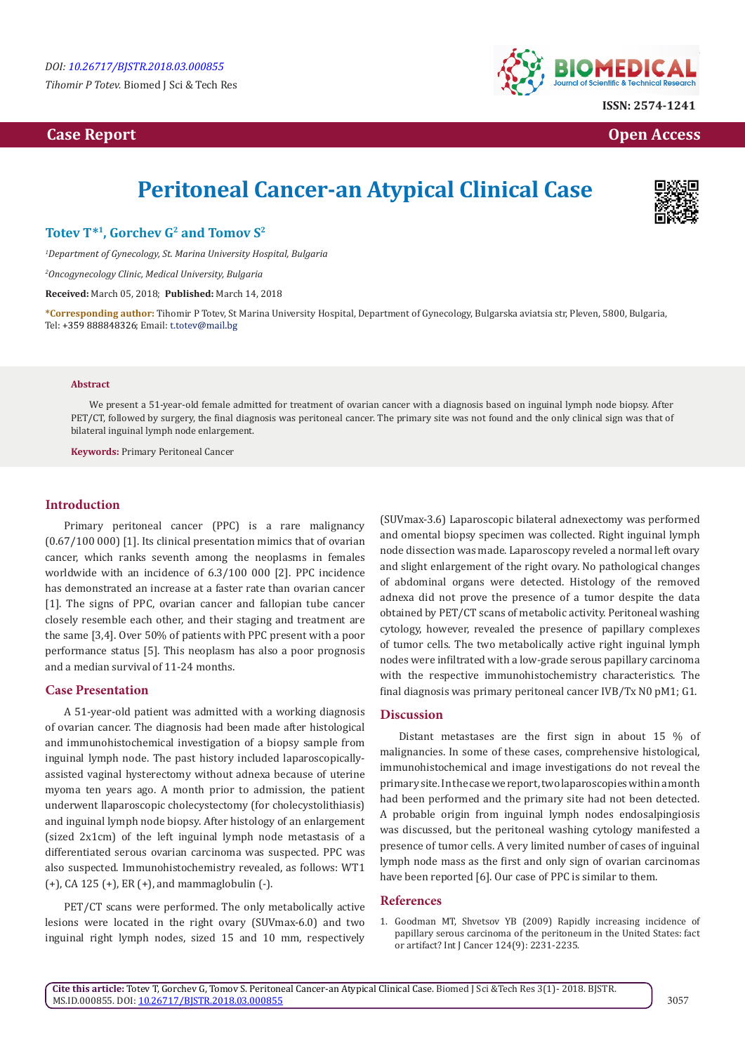DOI: 10.26717/BJSTR.2018.03.000855

*Tihomir P Totev.* Biomed J Sci & Tech Res

ISSN: 2574-1241

Case Report — Open Access

# Peritoneal Cancer-an Atypical Clinical Case

**Totev T*[1], Gorchev G[2] and Tomov S[2]**

[1]Department of Gynecology, St. Marina University Hospital, Bulgaria

[2]Oncogynecology Clinic, Medical University, Bulgaria

**Received:** March 05, 2018; **Published:** March 14, 2018

**\*Corresponding author:** Tihomir P Totev, St Marina University Hospital, Department of Gynecology, Bulgarska aviatsia str, Pleven, 5800, Bulgaria, Tel: +359 888848326; Email: t.totev@mail.bg

### Abstract

We present a 51-year-old female admitted for treatment of ovarian cancer with a diagnosis based on inguinal lymph node biopsy. After PET/CT, followed by surgery, the final diagnosis was peritoneal cancer. The primary site was not found and the only clinical sign was that of bilateral inguinal lymph node enlargement.

**Keywords:** Primary Peritoneal Cancer

## Introduction

Primary peritoneal cancer (PPC) is a rare malignancy (0.67/100 000) [1]. Its clinical presentation mimics that of ovarian cancer, which ranks seventh among the neoplasms in females worldwide with an incidence of 6.3/100 000 [2]. PPC incidence has demonstrated an increase at a faster rate than ovarian cancer [1]. The signs of PPC, ovarian cancer and fallopian tube cancer closely resemble each other, and their staging and treatment are the same [3,4]. Over 50% of patients with PPC present with a poor performance status [5]. This neoplasm has also a poor prognosis and a median survival of 11-24 months.

## Case Presentation

A 51-year-old patient was admitted with a working diagnosis of ovarian cancer. The diagnosis had been made after histological and immunohistochemical investigation of a biopsy sample from inguinal lymph node. The past history included laparoscopically-assisted vaginal hysterectomy without adnexa because of uterine myoma ten years ago. A month prior to admission, the patient underwent llaparoscopic cholecystectomy (for cholecystolithiasis) and inguinal lymph node biopsy. After histology of an enlargement (sized 2x1cm) of the left inguinal lymph node metastasis of a differentiated serous ovarian carcinoma was suspected. PPC was also suspected. Immunohistochemistry revealed, as follows: WT1 (+), CA 125 (+), ER (+), and mammaglobulin (-).

PET/CT scans were performed. The only metabolically active lesions were located in the right ovary (SUVmax-6.0) and two inguinal right lymph nodes, sized 15 and 10 mm, respectively (SUVmax-3.6) Laparoscopic bilateral adnexectomy was performed and omental biopsy specimen was collected. Right inguinal lymph node dissection was made. Laparoscopy reveled a normal left ovary and slight enlargement of the right ovary. No pathological changes of abdominal organs were detected. Histology of the removed adnexa did not prove the presence of a tumor despite the data obtained by PET/CT scans of metabolic activity. Peritoneal washing cytology, however, revealed the presence of papillary complexes of tumor cells. The two metabolically active right inguinal lymph nodes were infiltrated with a low-grade serous papillary carcinoma with the respective immunohistochemistry characteristics. The final diagnosis was primary peritoneal cancer IVB/Tx N0 pM1; G1.

## Discussion

Distant metastases are the first sign in about 15 % of malignancies. In some of these cases, comprehensive histological, immunohistochemical and image investigations do not reveal the primary site. In the case we report, two laparoscopies within a month had been performed and the primary site had not been detected. A probable origin from inguinal lymph nodes endosalpingiosis was discussed, but the peritoneal washing cytology manifested a presence of tumor cells. A very limited number of cases of inguinal lymph node mass as the first and only sign of ovarian carcinomas have been reported [6]. Our case of PPC is similar to them.

## References

1. Goodman MT, Shvetsov YB (2009) Rapidly increasing incidence of papillary serous carcinoma of the peritoneum in the United States: fact or artifact? Int J Cancer 124(9): 2231-2235.

**Cite this article:** Totev T, Gorchev G, Tomov S. Peritoneal Cancer-an Atypical Clinical Case. Biomed J Sci &Tech Res 3(1)- 2018. BJSTR. MS.ID.000855. DOI: 10.26717/BJSTR.2018.03.000855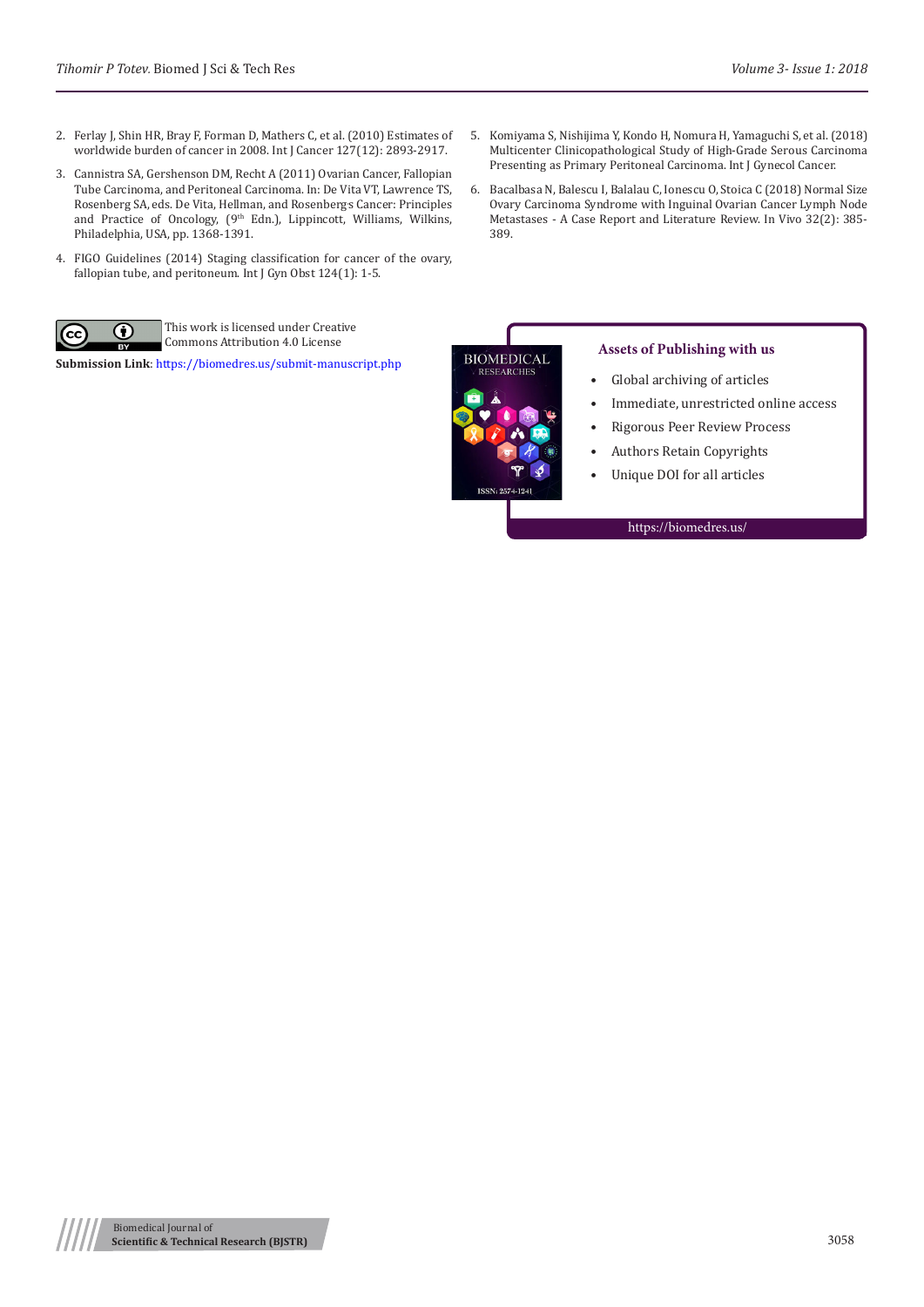2. Ferlay J, Shin HR, Bray F, Forman D, Mathers C, et al. (2010) Estimates of worldwide burden of cancer in 2008. Int J Cancer 127(12): 2893-2917.
3. Cannistra SA, Gershenson DM, Recht A (2011) Ovarian Cancer, Fallopian Tube Carcinoma, and Peritoneal Carcinoma. In: De Vita VT, Lawrence TS, Rosenberg SA, eds. De Vita, Hellman, and Rosenbergs Cancer: Principles and Practice of Oncology, (9th Edn.), Lippincott, Williams, Wilkins, Philadelphia, USA, pp. 1368-1391.
4. FIGO Guidelines (2014) Staging classification for cancer of the ovary, fallopian tube, and peritoneum. Int J Gyn Obst 124(1): 1-5.
5. Komiyama S, Nishijima Y, Kondo H, Nomura H, Yamaguchi S, et al. (2018) Multicenter Clinicopathological Study of High-Grade Serous Carcinoma Presenting as Primary Peritoneal Carcinoma. Int J Gynecol Cancer.
6. Bacalbasa N, Balescu I, Balalau C, Ionescu O, Stoica C (2018) Normal Size Ovary Carcinoma Syndrome with Inguinal Ovarian Cancer Lymph Node Metastases - A Case Report and Literature Review. In Vivo 32(2): 385-389.

This work is licensed under Creative Commons Attribution 4.0 License

**Submission Link**: https://biomedres.us/submit-manuscript.php

BIOMEDICAL RESEARCHES

ISSN: 2574-1241

### Assets of Publishing with us

- Global archiving of articles
- Immediate, unrestricted online access
- Rigorous Peer Review Process
- Authors Retain Copyrights
- Unique DOI for all articles

https://biomedres.us/